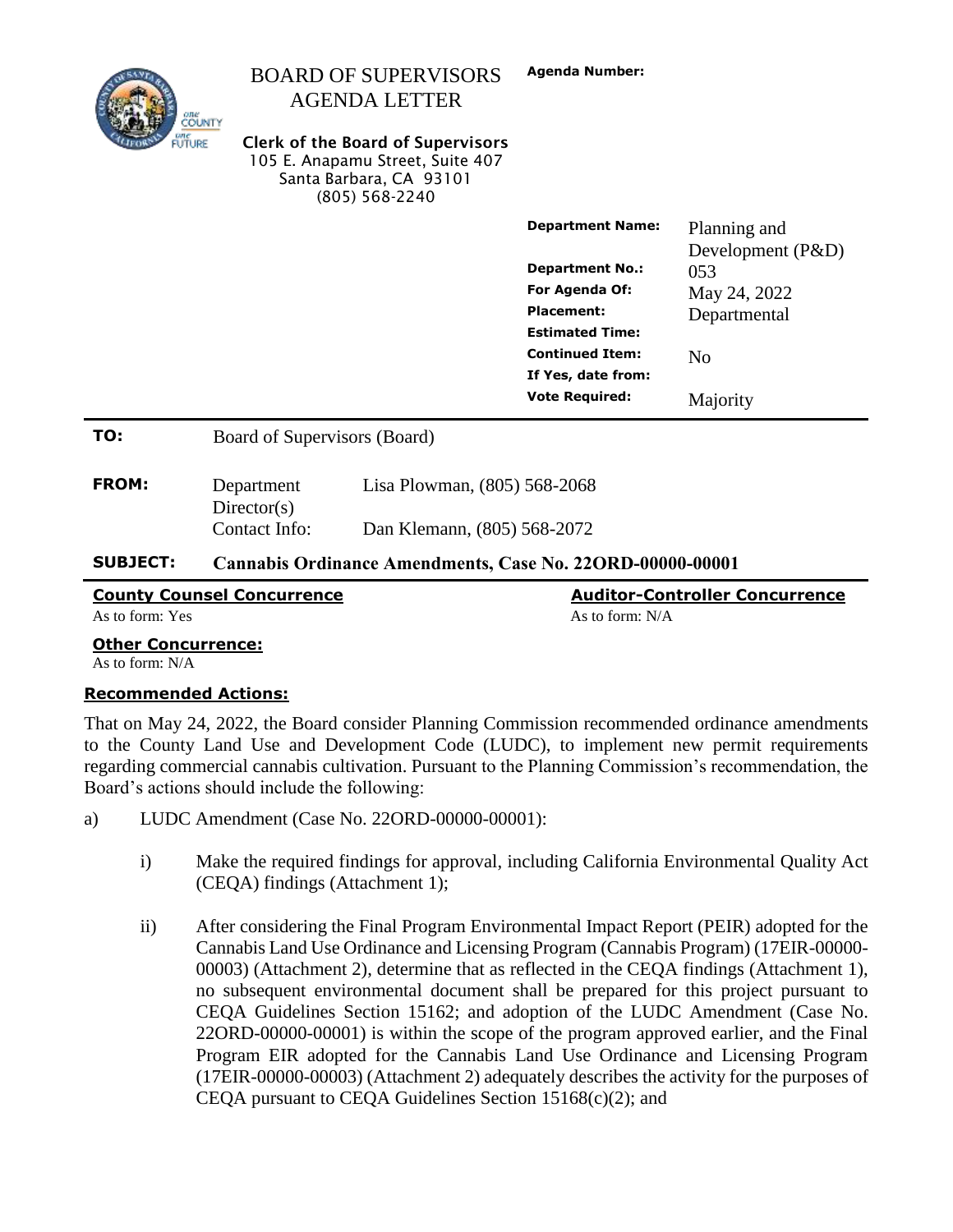# BOARD OF SUPERVISORS AGENDA LETTER

**Clerk of the Board of Supervisors**
105 E. Anapamu Street, Suite 407
Santa Barbara, CA 93101
(805) 568-2240

**Agenda Number:**

| | |
|---|---|
| **Department Name:** | Planning and Development (P&D) |
| **Department No.:** | 053 |
| **For Agenda Of:** | May 24, 2022 |
| **Placement:** | Departmental |
| **Estimated Time:** | |
| **Continued Item:** | No |
| **If Yes, date from:** | |
| **Vote Required:** | Majority |

**TO:** Board of Supervisors (Board)

**FROM:** Department Director(s): Lisa Plowman, (805) 568-2068
Contact Info: Dan Klemann, (805) 568-2072

**SUBJECT:** **Cannabis Ordinance Amendments, Case No. 22ORD-00000-00001**

**County Counsel Concurrence**
As to form: Yes

**Auditor-Controller Concurrence**
As to form: N/A

**Other Concurrence:**
As to form: N/A

**Recommended Actions:**

That on May 24, 2022, the Board consider Planning Commission recommended ordinance amendments to the County Land Use and Development Code (LUDC), to implement new permit requirements regarding commercial cannabis cultivation. Pursuant to the Planning Commission's recommendation, the Board's actions should include the following:

a) LUDC Amendment (Case No. 22ORD-00000-00001):

i) Make the required findings for approval, including California Environmental Quality Act (CEQA) findings (Attachment 1);

ii) After considering the Final Program Environmental Impact Report (PEIR) adopted for the Cannabis Land Use Ordinance and Licensing Program (Cannabis Program) (17EIR-00000-00003) (Attachment 2), determine that as reflected in the CEQA findings (Attachment 1), no subsequent environmental document shall be prepared for this project pursuant to CEQA Guidelines Section 15162; and adoption of the LUDC Amendment (Case No. 22ORD-00000-00001) is within the scope of the program approved earlier, and the Final Program EIR adopted for the Cannabis Land Use Ordinance and Licensing Program (17EIR-00000-00003) (Attachment 2) adequately describes the activity for the purposes of CEQA pursuant to CEQA Guidelines Section 15168(c)(2); and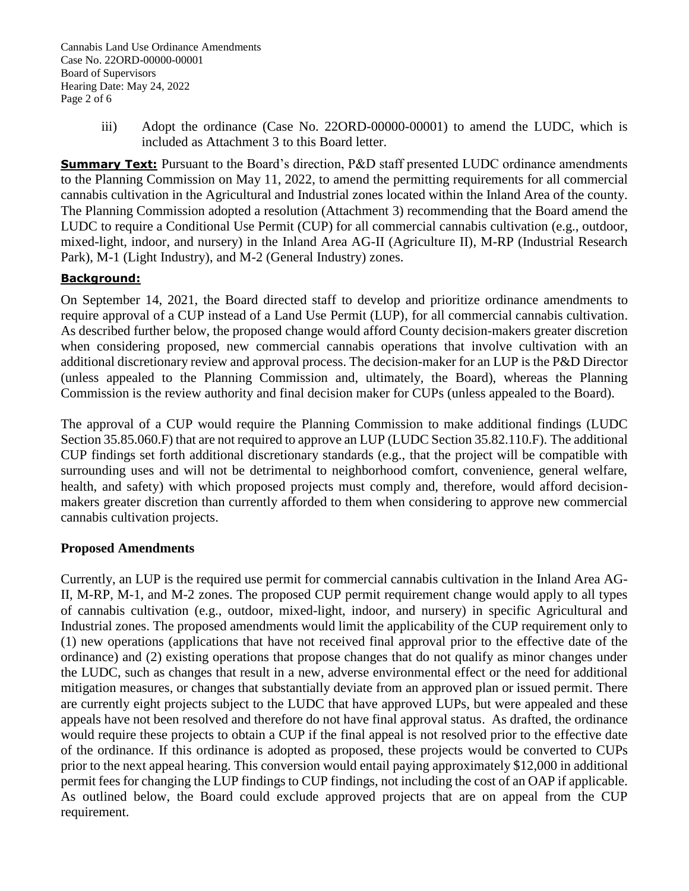iii) Adopt the ordinance (Case No. 22ORD-00000-00001) to amend the LUDC, which is included as Attachment 3 to this Board letter.

**Summary Text:** Pursuant to the Board's direction, P&D staff presented LUDC ordinance amendments to the Planning Commission on May 11, 2022, to amend the permitting requirements for all commercial cannabis cultivation in the Agricultural and Industrial zones located within the Inland Area of the county. The Planning Commission adopted a resolution (Attachment 3) recommending that the Board amend the LUDC to require a Conditional Use Permit (CUP) for all commercial cannabis cultivation (e.g., outdoor, mixed-light, indoor, and nursery) in the Inland Area AG-II (Agriculture II), M-RP (Industrial Research Park), M-1 (Light Industry), and M-2 (General Industry) zones.

**Background:**

On September 14, 2021, the Board directed staff to develop and prioritize ordinance amendments to require approval of a CUP instead of a Land Use Permit (LUP), for all commercial cannabis cultivation. As described further below, the proposed change would afford County decision-makers greater discretion when considering proposed, new commercial cannabis operations that involve cultivation with an additional discretionary review and approval process. The decision-maker for an LUP is the P&D Director (unless appealed to the Planning Commission and, ultimately, the Board), whereas the Planning Commission is the review authority and final decision maker for CUPs (unless appealed to the Board).

The approval of a CUP would require the Planning Commission to make additional findings (LUDC Section 35.85.060.F) that are not required to approve an LUP (LUDC Section 35.82.110.F). The additional CUP findings set forth additional discretionary standards (e.g., that the project will be compatible with surrounding uses and will not be detrimental to neighborhood comfort, convenience, general welfare, health, and safety) with which proposed projects must comply and, therefore, would afford decision-makers greater discretion than currently afforded to them when considering to approve new commercial cannabis cultivation projects.

## Proposed Amendments

Currently, an LUP is the required use permit for commercial cannabis cultivation in the Inland Area AG-II, M-RP, M-1, and M-2 zones. The proposed CUP permit requirement change would apply to all types of cannabis cultivation (e.g., outdoor, mixed-light, indoor, and nursery) in specific Agricultural and Industrial zones. The proposed amendments would limit the applicability of the CUP requirement only to (1) new operations (applications that have not received final approval prior to the effective date of the ordinance) and (2) existing operations that propose changes that do not qualify as minor changes under the LUDC, such as changes that result in a new, adverse environmental effect or the need for additional mitigation measures, or changes that substantially deviate from an approved plan or issued permit. There are currently eight projects subject to the LUDC that have approved LUPs, but were appealed and these appeals have not been resolved and therefore do not have final approval status. As drafted, the ordinance would require these projects to obtain a CUP if the final appeal is not resolved prior to the effective date of the ordinance. If this ordinance is adopted as proposed, these projects would be converted to CUPs prior to the next appeal hearing. This conversion would entail paying approximately $12,000 in additional permit fees for changing the LUP findings to CUP findings, not including the cost of an OAP if applicable. As outlined below, the Board could exclude approved projects that are on appeal from the CUP requirement.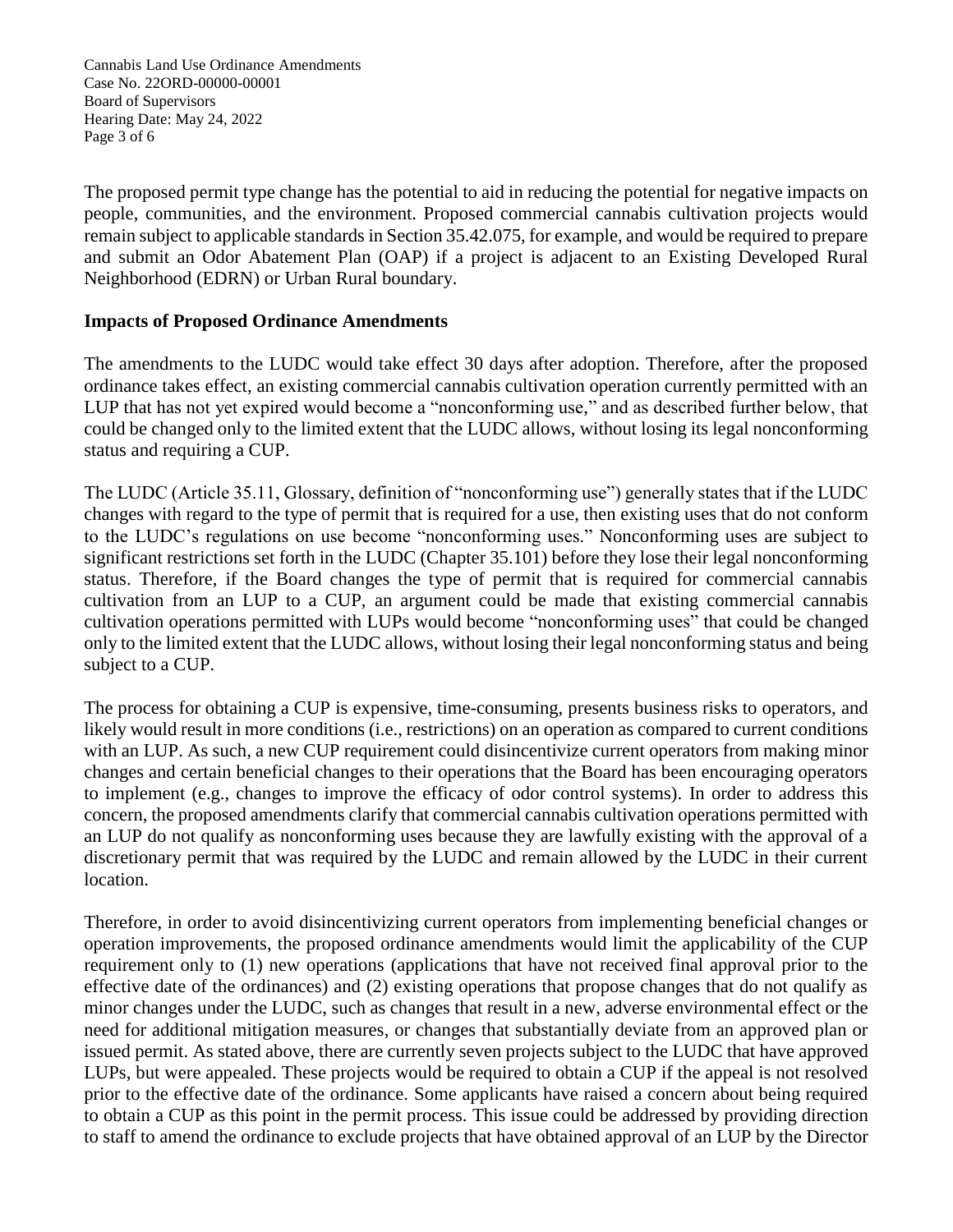The proposed permit type change has the potential to aid in reducing the potential for negative impacts on people, communities, and the environment. Proposed commercial cannabis cultivation projects would remain subject to applicable standards in Section 35.42.075, for example, and would be required to prepare and submit an Odor Abatement Plan (OAP) if a project is adjacent to an Existing Developed Rural Neighborhood (EDRN) or Urban Rural boundary.

## Impacts of Proposed Ordinance Amendments

The amendments to the LUDC would take effect 30 days after adoption. Therefore, after the proposed ordinance takes effect, an existing commercial cannabis cultivation operation currently permitted with an LUP that has not yet expired would become a "nonconforming use," and as described further below, that could be changed only to the limited extent that the LUDC allows, without losing its legal nonconforming status and requiring a CUP.

The LUDC (Article 35.11, Glossary, definition of "nonconforming use") generally states that if the LUDC changes with regard to the type of permit that is required for a use, then existing uses that do not conform to the LUDC's regulations on use become "nonconforming uses." Nonconforming uses are subject to significant restrictions set forth in the LUDC (Chapter 35.101) before they lose their legal nonconforming status. Therefore, if the Board changes the type of permit that is required for commercial cannabis cultivation from an LUP to a CUP, an argument could be made that existing commercial cannabis cultivation operations permitted with LUPs would become "nonconforming uses" that could be changed only to the limited extent that the LUDC allows, without losing their legal nonconforming status and being subject to a CUP.

The process for obtaining a CUP is expensive, time-consuming, presents business risks to operators, and likely would result in more conditions (i.e., restrictions) on an operation as compared to current conditions with an LUP. As such, a new CUP requirement could disincentivize current operators from making minor changes and certain beneficial changes to their operations that the Board has been encouraging operators to implement (e.g., changes to improve the efficacy of odor control systems). In order to address this concern, the proposed amendments clarify that commercial cannabis cultivation operations permitted with an LUP do not qualify as nonconforming uses because they are lawfully existing with the approval of a discretionary permit that was required by the LUDC and remain allowed by the LUDC in their current location.

Therefore, in order to avoid disincentivizing current operators from implementing beneficial changes or operation improvements, the proposed ordinance amendments would limit the applicability of the CUP requirement only to (1) new operations (applications that have not received final approval prior to the effective date of the ordinances) and (2) existing operations that propose changes that do not qualify as minor changes under the LUDC, such as changes that result in a new, adverse environmental effect or the need for additional mitigation measures, or changes that substantially deviate from an approved plan or issued permit. As stated above, there are currently seven projects subject to the LUDC that have approved LUPs, but were appealed. These projects would be required to obtain a CUP if the appeal is not resolved prior to the effective date of the ordinance. Some applicants have raised a concern about being required to obtain a CUP as this point in the permit process. This issue could be addressed by providing direction to staff to amend the ordinance to exclude projects that have obtained approval of an LUP by the Director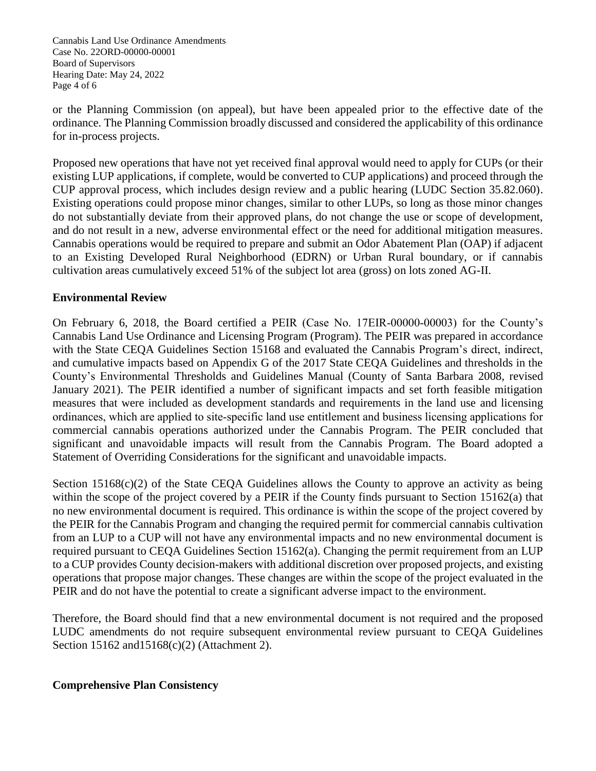or the Planning Commission (on appeal), but have been appealed prior to the effective date of the ordinance. The Planning Commission broadly discussed and considered the applicability of this ordinance for in-process projects.

Proposed new operations that have not yet received final approval would need to apply for CUPs (or their existing LUP applications, if complete, would be converted to CUP applications) and proceed through the CUP approval process, which includes design review and a public hearing (LUDC Section 35.82.060). Existing operations could propose minor changes, similar to other LUPs, so long as those minor changes do not substantially deviate from their approved plans, do not change the use or scope of development, and do not result in a new, adverse environmental effect or the need for additional mitigation measures. Cannabis operations would be required to prepare and submit an Odor Abatement Plan (OAP) if adjacent to an Existing Developed Rural Neighborhood (EDRN) or Urban Rural boundary, or if cannabis cultivation areas cumulatively exceed 51% of the subject lot area (gross) on lots zoned AG-II.

## Environmental Review

On February 6, 2018, the Board certified a PEIR (Case No. 17EIR-00000-00003) for the County's Cannabis Land Use Ordinance and Licensing Program (Program). The PEIR was prepared in accordance with the State CEQA Guidelines Section 15168 and evaluated the Cannabis Program's direct, indirect, and cumulative impacts based on Appendix G of the 2017 State CEQA Guidelines and thresholds in the County's Environmental Thresholds and Guidelines Manual (County of Santa Barbara 2008, revised January 2021). The PEIR identified a number of significant impacts and set forth feasible mitigation measures that were included as development standards and requirements in the land use and licensing ordinances, which are applied to site-specific land use entitlement and business licensing applications for commercial cannabis operations authorized under the Cannabis Program. The PEIR concluded that significant and unavoidable impacts will result from the Cannabis Program. The Board adopted a Statement of Overriding Considerations for the significant and unavoidable impacts.

Section 15168(c)(2) of the State CEQA Guidelines allows the County to approve an activity as being within the scope of the project covered by a PEIR if the County finds pursuant to Section 15162(a) that no new environmental document is required. This ordinance is within the scope of the project covered by the PEIR for the Cannabis Program and changing the required permit for commercial cannabis cultivation from an LUP to a CUP will not have any environmental impacts and no new environmental document is required pursuant to CEQA Guidelines Section 15162(a). Changing the permit requirement from an LUP to a CUP provides County decision-makers with additional discretion over proposed projects, and existing operations that propose major changes. These changes are within the scope of the project evaluated in the PEIR and do not have the potential to create a significant adverse impact to the environment.

Therefore, the Board should find that a new environmental document is not required and the proposed LUDC amendments do not require subsequent environmental review pursuant to CEQA Guidelines Section 15162 and15168(c)(2) (Attachment 2).

## Comprehensive Plan Consistency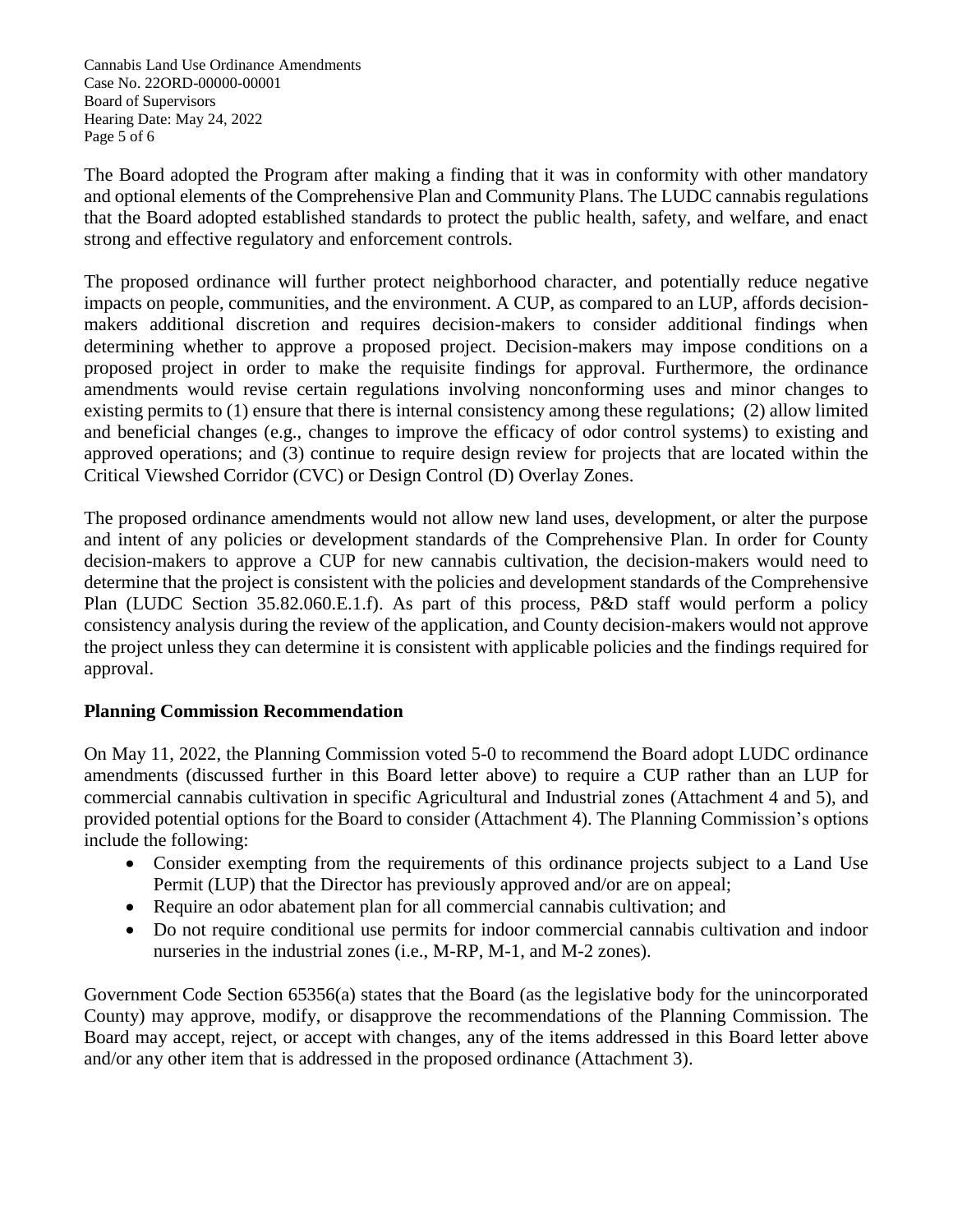The Board adopted the Program after making a finding that it was in conformity with other mandatory and optional elements of the Comprehensive Plan and Community Plans. The LUDC cannabis regulations that the Board adopted established standards to protect the public health, safety, and welfare, and enact strong and effective regulatory and enforcement controls.

The proposed ordinance will further protect neighborhood character, and potentially reduce negative impacts on people, communities, and the environment. A CUP, as compared to an LUP, affords decision-makers additional discretion and requires decision-makers to consider additional findings when determining whether to approve a proposed project. Decision-makers may impose conditions on a proposed project in order to make the requisite findings for approval. Furthermore, the ordinance amendments would revise certain regulations involving nonconforming uses and minor changes to existing permits to (1) ensure that there is internal consistency among these regulations; (2) allow limited and beneficial changes (e.g., changes to improve the efficacy of odor control systems) to existing and approved operations; and (3) continue to require design review for projects that are located within the Critical Viewshed Corridor (CVC) or Design Control (D) Overlay Zones.

The proposed ordinance amendments would not allow new land uses, development, or alter the purpose and intent of any policies or development standards of the Comprehensive Plan. In order for County decision-makers to approve a CUP for new cannabis cultivation, the decision-makers would need to determine that the project is consistent with the policies and development standards of the Comprehensive Plan (LUDC Section 35.82.060.E.1.f). As part of this process, P&D staff would perform a policy consistency analysis during the review of the application, and County decision-makers would not approve the project unless they can determine it is consistent with applicable policies and the findings required for approval.

**Planning Commission Recommendation**

On May 11, 2022, the Planning Commission voted 5-0 to recommend the Board adopt LUDC ordinance amendments (discussed further in this Board letter above) to require a CUP rather than an LUP for commercial cannabis cultivation in specific Agricultural and Industrial zones (Attachment 4 and 5), and provided potential options for the Board to consider (Attachment 4). The Planning Commission's options include the following:

- Consider exempting from the requirements of this ordinance projects subject to a Land Use Permit (LUP) that the Director has previously approved and/or are on appeal;
- Require an odor abatement plan for all commercial cannabis cultivation; and
- Do not require conditional use permits for indoor commercial cannabis cultivation and indoor nurseries in the industrial zones (i.e., M-RP, M-1, and M-2 zones).

Government Code Section 65356(a) states that the Board (as the legislative body for the unincorporated County) may approve, modify, or disapprove the recommendations of the Planning Commission. The Board may accept, reject, or accept with changes, any of the items addressed in this Board letter above and/or any other item that is addressed in the proposed ordinance (Attachment 3).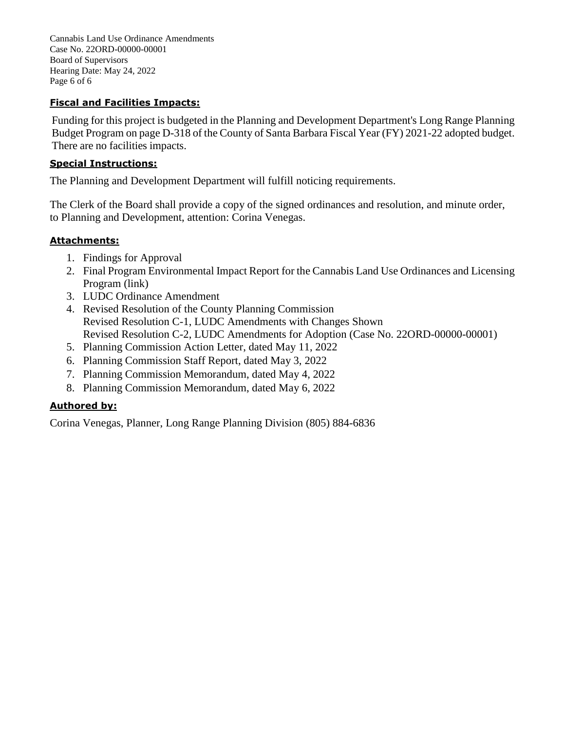#### Fiscal and Facilities Impacts:

Funding for this project is budgeted in the Planning and Development Department's Long Range Planning Budget Program on page D-318 of the County of Santa Barbara Fiscal Year (FY) 2021-22 adopted budget. There are no facilities impacts.

#### Special Instructions:

The Planning and Development Department will fulfill noticing requirements.

The Clerk of the Board shall provide a copy of the signed ordinances and resolution, and minute order, to Planning and Development, attention: Corina Venegas.

#### Attachments:

1. Findings for Approval
2. Final Program Environmental Impact Report for the Cannabis Land Use Ordinances and Licensing Program (link)
3. LUDC Ordinance Amendment
4. Revised Resolution of the County Planning Commission
   Revised Resolution C-1, LUDC Amendments with Changes Shown
   Revised Resolution C-2, LUDC Amendments for Adoption (Case No. 22ORD-00000-00001)
5. Planning Commission Action Letter, dated May 11, 2022
6. Planning Commission Staff Report, dated May 3, 2022
7. Planning Commission Memorandum, dated May 4, 2022
8. Planning Commission Memorandum, dated May 6, 2022

#### Authored by:

Corina Venegas, Planner, Long Range Planning Division (805) 884-6836